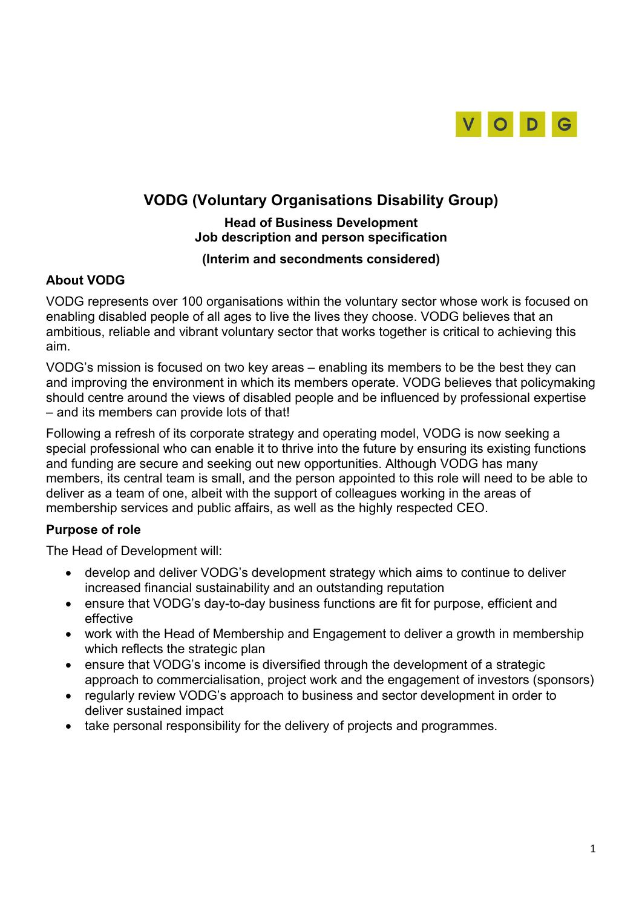# VODG (Voluntary Organisations Disability Group)

**Head of Business Development**
**Job description and person specification**

**(Interim and secondments considered)**

## About VODG

VODG represents over 100 organisations within the voluntary sector whose work is focused on enabling disabled people of all ages to live the lives they choose. VODG believes that an ambitious, reliable and vibrant voluntary sector that works together is critical to achieving this aim.

VODG's mission is focused on two key areas – enabling its members to be the best they can and improving the environment in which its members operate. VODG believes that policymaking should centre around the views of disabled people and be influenced by professional expertise – and its members can provide lots of that!

Following a refresh of its corporate strategy and operating model, VODG is now seeking a special professional who can enable it to thrive into the future by ensuring its existing functions and funding are secure and seeking out new opportunities. Although VODG has many members, its central team is small, and the person appointed to this role will need to be able to deliver as a team of one, albeit with the support of colleagues working in the areas of membership services and public affairs, as well as the highly respected CEO.

## Purpose of role

The Head of Development will:

- develop and deliver VODG's development strategy which aims to continue to deliver increased financial sustainability and an outstanding reputation
- ensure that VODG's day-to-day business functions are fit for purpose, efficient and effective
- work with the Head of Membership and Engagement to deliver a growth in membership which reflects the strategic plan
- ensure that VODG's income is diversified through the development of a strategic approach to commercialisation, project work and the engagement of investors (sponsors)
- regularly review VODG's approach to business and sector development in order to deliver sustained impact
- take personal responsibility for the delivery of projects and programmes.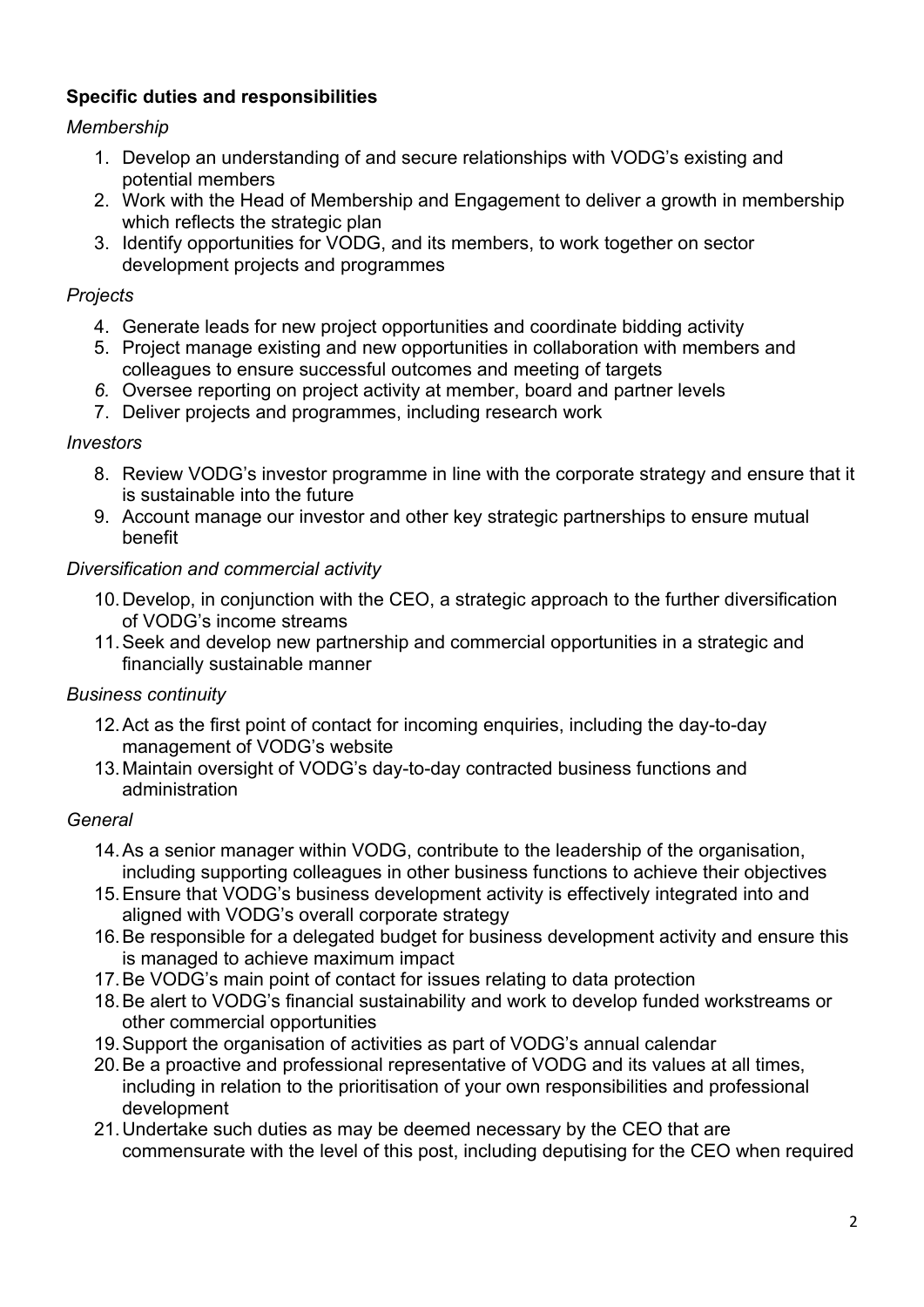**Specific duties and responsibilities**

*Membership*

1. Develop an understanding of and secure relationships with VODG's existing and potential members
2. Work with the Head of Membership and Engagement to deliver a growth in membership which reflects the strategic plan
3. Identify opportunities for VODG, and its members, to work together on sector development projects and programmes

*Projects*

4. Generate leads for new project opportunities and coordinate bidding activity
5. Project manage existing and new opportunities in collaboration with members and colleagues to ensure successful outcomes and meeting of targets
6. Oversee reporting on project activity at member, board and partner levels
7. Deliver projects and programmes, including research work

*Investors*

8. Review VODG's investor programme in line with the corporate strategy and ensure that it is sustainable into the future
9. Account manage our investor and other key strategic partnerships to ensure mutual benefit

*Diversification and commercial activity*

10. Develop, in conjunction with the CEO, a strategic approach to the further diversification of VODG's income streams
11. Seek and develop new partnership and commercial opportunities in a strategic and financially sustainable manner

*Business continuity*

12. Act as the first point of contact for incoming enquiries, including the day-to-day management of VODG's website
13. Maintain oversight of VODG's day-to-day contracted business functions and administration

*General*

14. As a senior manager within VODG, contribute to the leadership of the organisation, including supporting colleagues in other business functions to achieve their objectives
15. Ensure that VODG's business development activity is effectively integrated into and aligned with VODG's overall corporate strategy
16. Be responsible for a delegated budget for business development activity and ensure this is managed to achieve maximum impact
17. Be VODG's main point of contact for issues relating to data protection
18. Be alert to VODG's financial sustainability and work to develop funded workstreams or other commercial opportunities
19. Support the organisation of activities as part of VODG's annual calendar
20. Be a proactive and professional representative of VODG and its values at all times, including in relation to the prioritisation of your own responsibilities and professional development
21. Undertake such duties as may be deemed necessary by the CEO that are commensurate with the level of this post, including deputising for the CEO when required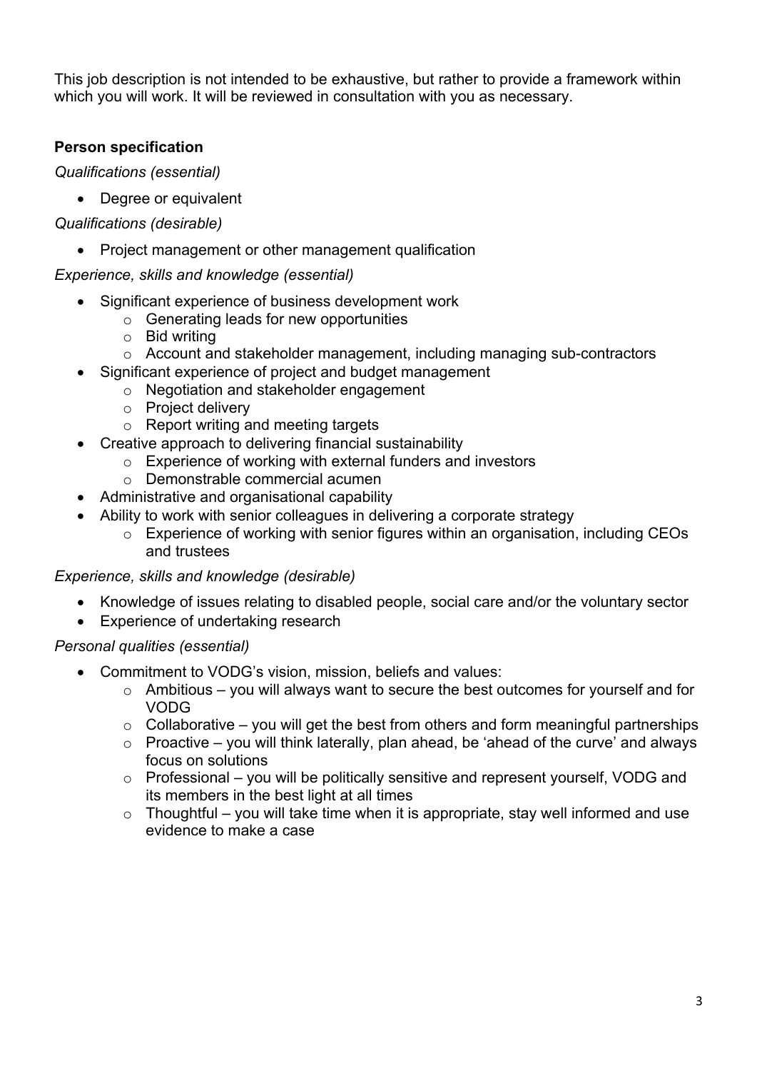This job description is not intended to be exhaustive, but rather to provide a framework within which you will work. It will be reviewed in consultation with you as necessary.

**Person specification**

*Qualifications (essential)*

- Degree or equivalent

*Qualifications (desirable)*

- Project management or other management qualification

*Experience, skills and knowledge (essential)*

- Significant experience of business development work
  - Generating leads for new opportunities
  - Bid writing
  - Account and stakeholder management, including managing sub-contractors
- Significant experience of project and budget management
  - Negotiation and stakeholder engagement
  - Project delivery
  - Report writing and meeting targets
- Creative approach to delivering financial sustainability
  - Experience of working with external funders and investors
  - Demonstrable commercial acumen
- Administrative and organisational capability
- Ability to work with senior colleagues in delivering a corporate strategy
  - Experience of working with senior figures within an organisation, including CEOs and trustees

*Experience, skills and knowledge (desirable)*

- Knowledge of issues relating to disabled people, social care and/or the voluntary sector
- Experience of undertaking research

*Personal qualities (essential)*

- Commitment to VODG's vision, mission, beliefs and values:
  - Ambitious – you will always want to secure the best outcomes for yourself and for VODG
  - Collaborative – you will get the best from others and form meaningful partnerships
  - Proactive – you will think laterally, plan ahead, be 'ahead of the curve' and always focus on solutions
  - Professional – you will be politically sensitive and represent yourself, VODG and its members in the best light at all times
  - Thoughtful – you will take time when it is appropriate, stay well informed and use evidence to make a case